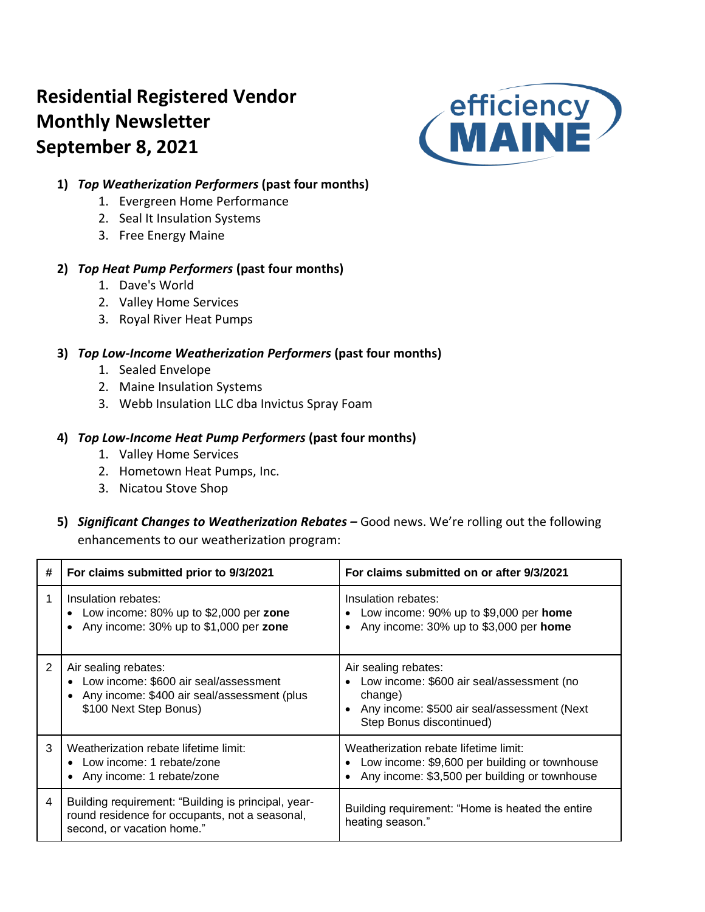# Residential Registered Vendor Monthly Newsletter
# September 8, 2021

1) ***Top Weatherization Performers*** **(past four months)**
    1. Evergreen Home Performance
    2. Seal It Insulation Systems
    3. Free Energy Maine

2) ***Top Heat Pump Performers*** **(past four months)**
    1. Dave's World
    2. Valley Home Services
    3. Royal River Heat Pumps

3) ***Top Low-Income Weatherization Performers*** **(past four months)**
    1. Sealed Envelope
    2. Maine Insulation Systems
    3. Webb Insulation LLC dba Invictus Spray Foam

4) ***Top Low-Income Heat Pump Performers*** **(past four months)**
    1. Valley Home Services
    2. Hometown Heat Pumps, Inc.
    3. Nicatou Stove Shop

5) ***Significant Changes to Weatherization Rebates –*** Good news. We're rolling out the following enhancements to our weatherization program:

| # | For claims submitted prior to 9/3/2021 | For claims submitted on or after 9/3/2021 |
|---|---|---|
| 1 | Insulation rebates:<br>• Low income: 80% up to $2,000 per **zone**<br>• Any income: 30% up to $1,000 per **zone** | Insulation rebates:<br>• Low income: 90% up to $9,000 per **home**<br>• Any income: 30% up to $3,000 per **home** |
| 2 | Air sealing rebates:<br>• Low income: $600 air seal/assessment<br>• Any income: $400 air seal/assessment (plus $100 Next Step Bonus) | Air sealing rebates:<br>• Low income: $600 air seal/assessment (no change)<br>• Any income: $500 air seal/assessment (Next Step Bonus discontinued) |
| 3 | Weatherization rebate lifetime limit:<br>• Low income: 1 rebate/zone<br>• Any income: 1 rebate/zone | Weatherization rebate lifetime limit:<br>• Low income: $9,600 per building or townhouse<br>• Any income: $3,500 per building or townhouse |
| 4 | Building requirement: "Building is principal, year-round residence for occupants, not a seasonal, second, or vacation home." | Building requirement: "Home is heated the entire heating season." |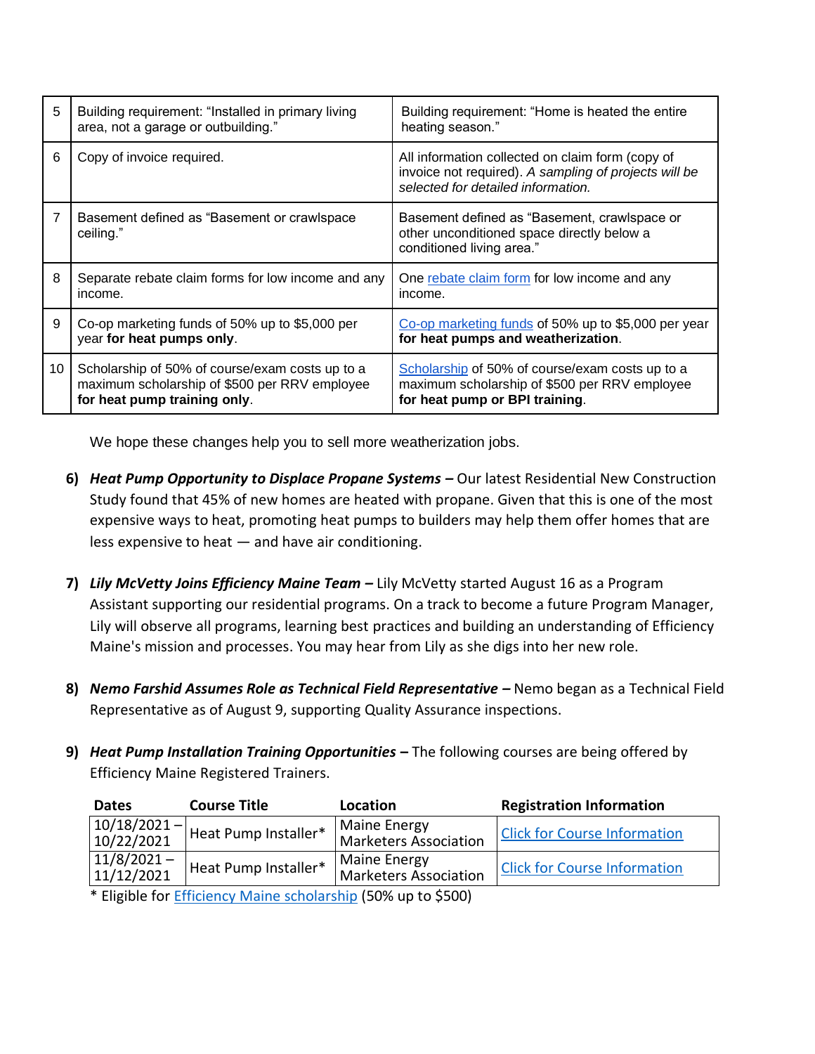| | | |
|---|---|---|
| 5 | Building requirement: "Installed in primary living area, not a garage or outbuilding." | Building requirement: "Home is heated the entire heating season." |
| 6 | Copy of invoice required. | All information collected on claim form (copy of invoice not required). *A sampling of projects will be selected for detailed information.* |
| 7 | Basement defined as "Basement or crawlspace ceiling." | Basement defined as "Basement, crawlspace or other unconditioned space directly below a conditioned living area." |
| 8 | Separate rebate claim forms for low income and any income. | One rebate claim form for low income and any income. |
| 9 | Co-op marketing funds of 50% up to $5,000 per year **for heat pumps only**. | Co-op marketing funds of 50% up to $5,000 per year **for heat pumps and weatherization**. |
| 10 | Scholarship of 50% of course/exam costs up to a maximum scholarship of $500 per RRV employee **for heat pump training only**. | Scholarship of 50% of course/exam costs up to a maximum scholarship of $500 per RRV employee **for heat pump or BPI training**. |

We hope these changes help you to sell more weatherization jobs.

6) ***Heat Pump Opportunity to Displace Propane Systems –*** Our latest Residential New Construction Study found that 45% of new homes are heated with propane. Given that this is one of the most expensive ways to heat, promoting heat pumps to builders may help them offer homes that are less expensive to heat — and have air conditioning.

7) ***Lily McVetty Joins Efficiency Maine Team –*** Lily McVetty started August 16 as a Program Assistant supporting our residential programs. On a track to become a future Program Manager, Lily will observe all programs, learning best practices and building an understanding of Efficiency Maine's mission and processes. You may hear from Lily as she digs into her new role.

8) ***Nemo Farshid Assumes Role as Technical Field Representative –*** Nemo began as a Technical Field Representative as of August 9, supporting Quality Assurance inspections.

9) ***Heat Pump Installation Training Opportunities –*** The following courses are being offered by Efficiency Maine Registered Trainers.

| Dates | Course Title | Location | Registration Information |
|---|---|---|---|
| 10/18/2021 – 10/22/2021 | Heat Pump Installer* | Maine Energy Marketers Association | Click for Course Information |
| 11/8/2021 – 11/12/2021 | Heat Pump Installer* | Maine Energy Marketers Association | Click for Course Information |

* Eligible for Efficiency Maine scholarship (50% up to $500)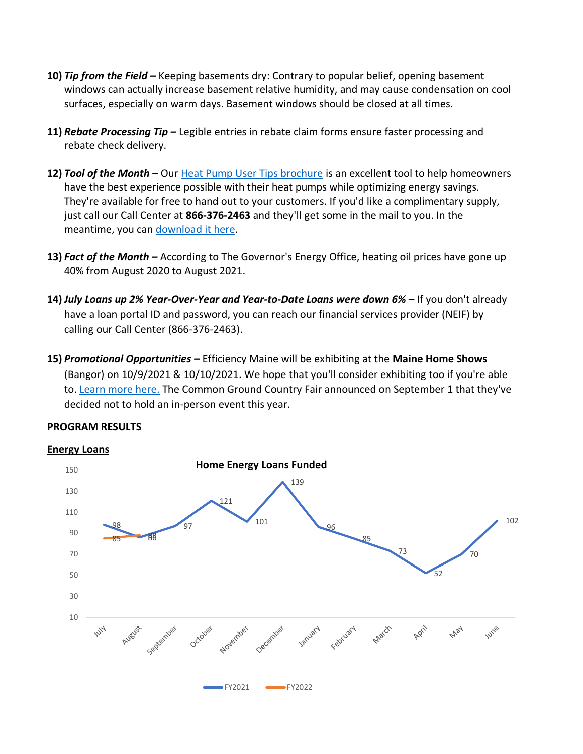10) ***Tip from the Field –*** Keeping basements dry: Contrary to popular belief, opening basement windows can actually increase basement relative humidity, and may cause condensation on cool surfaces, especially on warm days. Basement windows should be closed at all times.

11) ***Rebate Processing Tip –*** Legible entries in rebate claim forms ensure faster processing and rebate check delivery.

12) ***Tool of the Month –*** Our [Heat Pump User Tips brochure]() is an excellent tool to help homeowners have the best experience possible with their heat pumps while optimizing energy savings. They're available for free to hand out to your customers. If you'd like a complimentary supply, just call our Call Center at **866-376-2463** and they'll get some in the mail to you. In the meantime, you can [download it here]().

13) ***Fact of the Month –*** According to The Governor's Energy Office, heating oil prices have gone up 40% from August 2020 to August 2021.

14) ***July Loans up 2% Year-Over-Year and Year-to-Date Loans were down 6% –*** If you don't already have a loan portal ID and password, you can reach our financial services provider (NEIF) by calling our Call Center (866-376-2463).

15) ***Promotional Opportunities –*** Efficiency Maine will be exhibiting at the **Maine Home Shows** (Bangor) on 10/9/2021 & 10/10/2021. We hope that you'll consider exhibiting too if you're able to. [Learn more here.]() The Common Ground Country Fair announced on September 1 that they've decided not to hold an in-person event this year.

**PROGRAM RESULTS**

**<u>Energy Loans</u>**

**Home Energy Loans Funded**

| Month | FY2021 | FY2022 |
|---|---|---|
| July | 98 | 85 |
| August | 86 | 88 |
| September | 97 | |
| October | 121 | |
| November | 101 | |
| December | 139 | |
| January | 96 | |
| February | 85 | |
| March | 73 | |
| April | 52 | |
| May | 70 | |
| June | 102 | |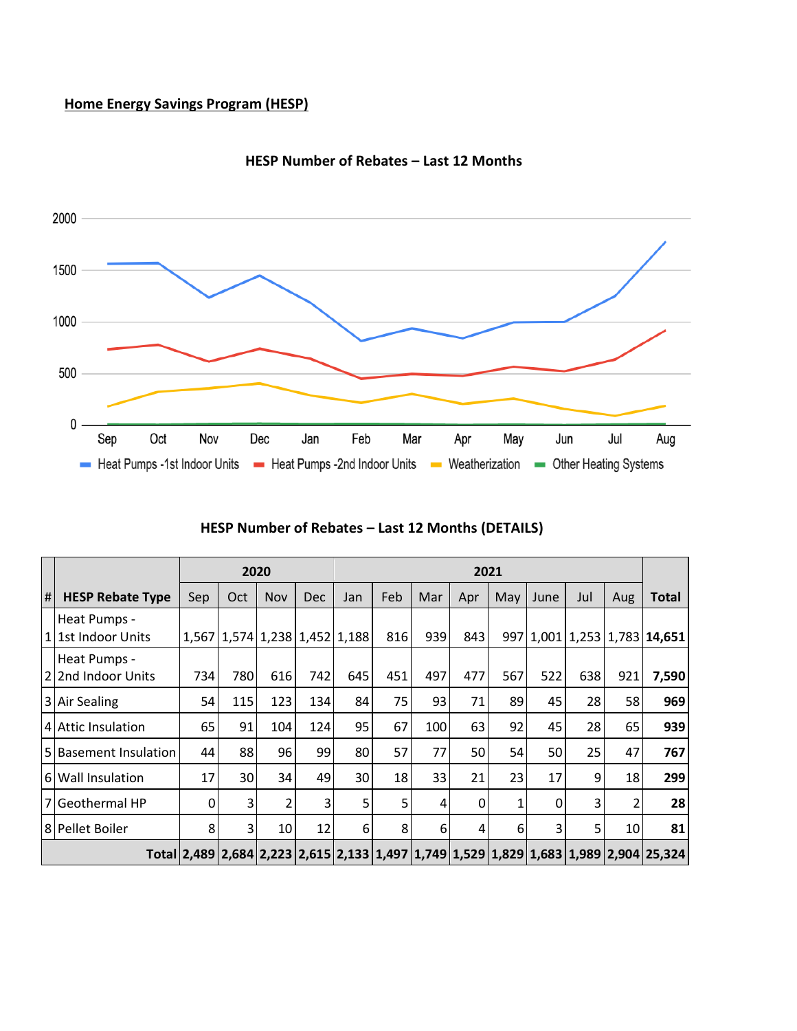**Home Energy Savings Program (HESP)**

**HESP Number of Rebates – Last 12 Months**

**HESP Number of Rebates – Last 12 Months (DETAILS)**

| # | HESP Rebate Type | 2020 | | | | 2021 | | | | | | | | Total |
|---|---|---|---|---|---|---|---|---|---|---|---|---|---|---|
| | | Sep | Oct | Nov | Dec | Jan | Feb | Mar | Apr | May | June | Jul | Aug | |
| 1 | Heat Pumps - 1st Indoor Units | 1,567 | 1,574 | 1,238 | 1,452 | 1,188 | 816 | 939 | 843 | 997 | 1,001 | 1,253 | 1,783 | **14,651** |
| 2 | Heat Pumps - 2nd Indoor Units | 734 | 780 | 616 | 742 | 645 | 451 | 497 | 477 | 567 | 522 | 638 | 921 | **7,590** |
| 3 | Air Sealing | 54 | 115 | 123 | 134 | 84 | 75 | 93 | 71 | 89 | 45 | 28 | 58 | **969** |
| 4 | Attic Insulation | 65 | 91 | 104 | 124 | 95 | 67 | 100 | 63 | 92 | 45 | 28 | 65 | **939** |
| 5 | Basement Insulation | 44 | 88 | 96 | 99 | 80 | 57 | 77 | 50 | 54 | 50 | 25 | 47 | **767** |
| 6 | Wall Insulation | 17 | 30 | 34 | 49 | 30 | 18 | 33 | 21 | 23 | 17 | 9 | 18 | **299** |
| 7 | Geothermal HP | 0 | 3 | 2 | 3 | 5 | 5 | 4 | 0 | 1 | 0 | 3 | 2 | **28** |
| 8 | Pellet Boiler | 8 | 3 | 10 | 12 | 6 | 8 | 6 | 4 | 6 | 3 | 5 | 10 | **81** |
| | **Total** | **2,489** | **2,684** | **2,223** | **2,615** | **2,133** | **1,497** | **1,749** | **1,529** | **1,829** | **1,683** | **1,989** | **2,904** | **25,324** |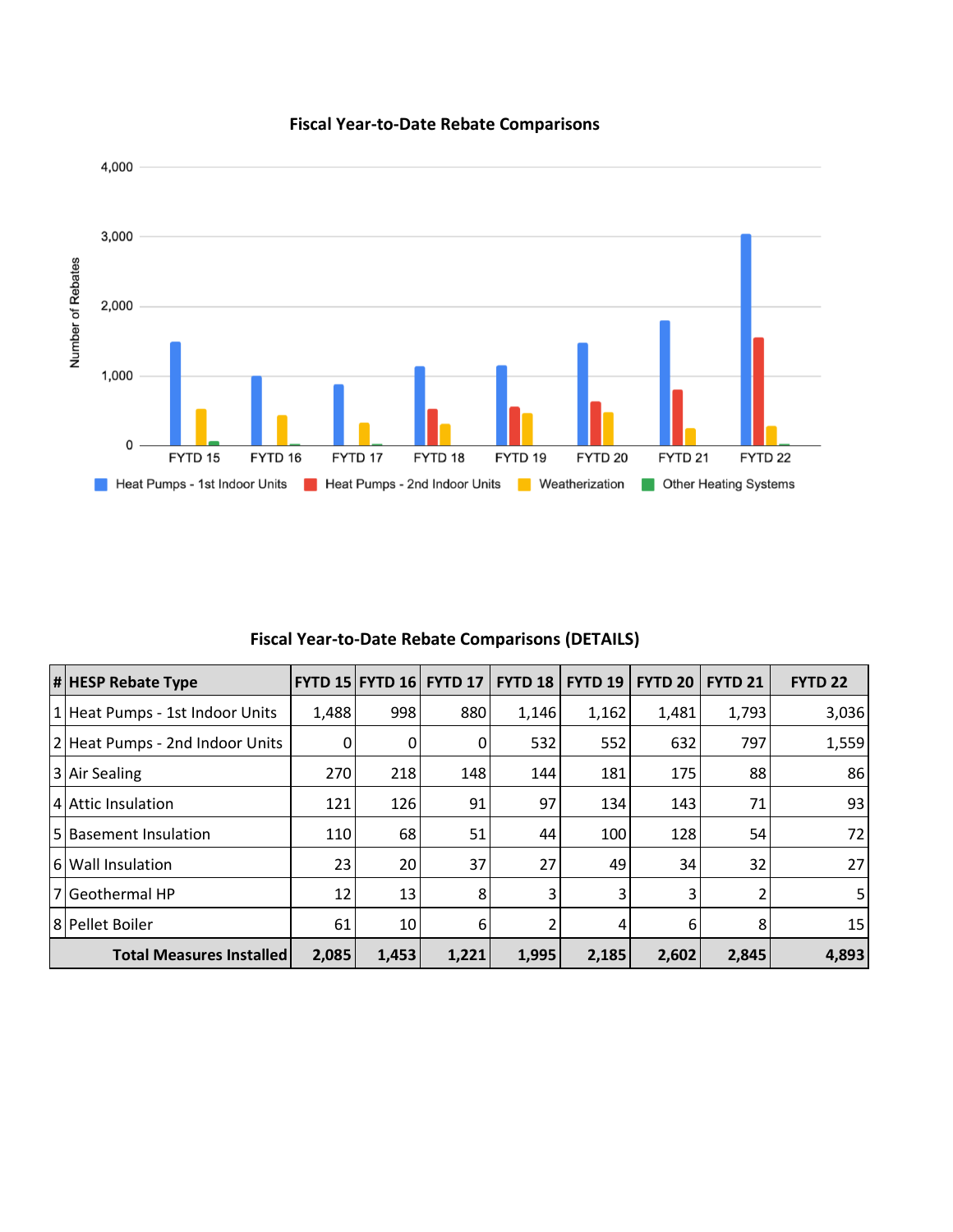## Fiscal Year-to-Date Rebate Comparisons

## Fiscal Year-to-Date Rebate Comparisons (DETAILS)

| # | HESP Rebate Type | FYTD 15 | FYTD 16 | FYTD 17 | FYTD 18 | FYTD 19 | FYTD 20 | FYTD 21 | FYTD 22 |
|---|---|---|---|---|---|---|---|---|---|
| 1 | Heat Pumps - 1st Indoor Units | 1,488 | 998 | 880 | 1,146 | 1,162 | 1,481 | 1,793 | 3,036 |
| 2 | Heat Pumps - 2nd Indoor Units | 0 | 0 | 0 | 532 | 552 | 632 | 797 | 1,559 |
| 3 | Air Sealing | 270 | 218 | 148 | 144 | 181 | 175 | 88 | 86 |
| 4 | Attic Insulation | 121 | 126 | 91 | 97 | 134 | 143 | 71 | 93 |
| 5 | Basement Insulation | 110 | 68 | 51 | 44 | 100 | 128 | 54 | 72 |
| 6 | Wall Insulation | 23 | 20 | 37 | 27 | 49 | 34 | 32 | 27 |
| 7 | Geothermal HP | 12 | 13 | 8 | 3 | 3 | 3 | 2 | 5 |
| 8 | Pellet Boiler | 61 | 10 | 6 | 2 | 4 | 6 | 8 | 15 |
| | **Total Measures Installed** | **2,085** | **1,453** | **1,221** | **1,995** | **2,185** | **2,602** | **2,845** | **4,893** |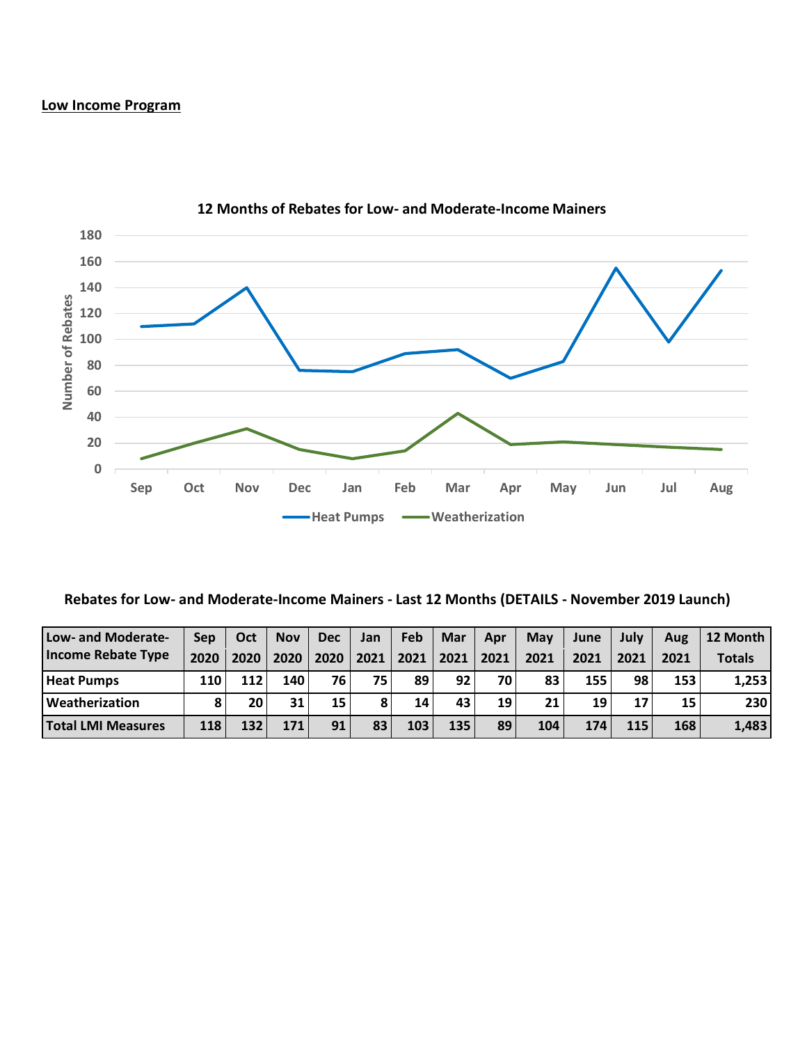**Low Income Program**

12 Months of Rebates for Low- and Moderate-Income Mainers

180
160
140
120
100
80
60
40
20
0

Number of Rebates

Sep Oct Nov Dec Jan Feb Mar Apr May Jun Jul Aug

Heat Pumps Weatherization

**Rebates for Low- and Moderate-Income Mainers - Last 12 Months (DETAILS - November 2019 Launch)**

| Low- and Moderate-Income Rebate Type | Sep 2020 | Oct 2020 | Nov 2020 | Dec 2020 | Jan 2021 | Feb 2021 | Mar 2021 | Apr 2021 | May 2021 | June 2021 | July 2021 | Aug 2021 | 12 Month Totals |
|---|---|---|---|---|---|---|---|---|---|---|---|---|---|
| Heat Pumps | 110 | 112 | 140 | 76 | 75 | 89 | 92 | 70 | 83 | 155 | 98 | 153 | 1,253 |
| Weatherization | 8 | 20 | 31 | 15 | 8 | 14 | 43 | 19 | 21 | 19 | 17 | 15 | 230 |
| Total LMI Measures | 118 | 132 | 171 | 91 | 83 | 103 | 135 | 89 | 104 | 174 | 115 | 168 | 1,483 |